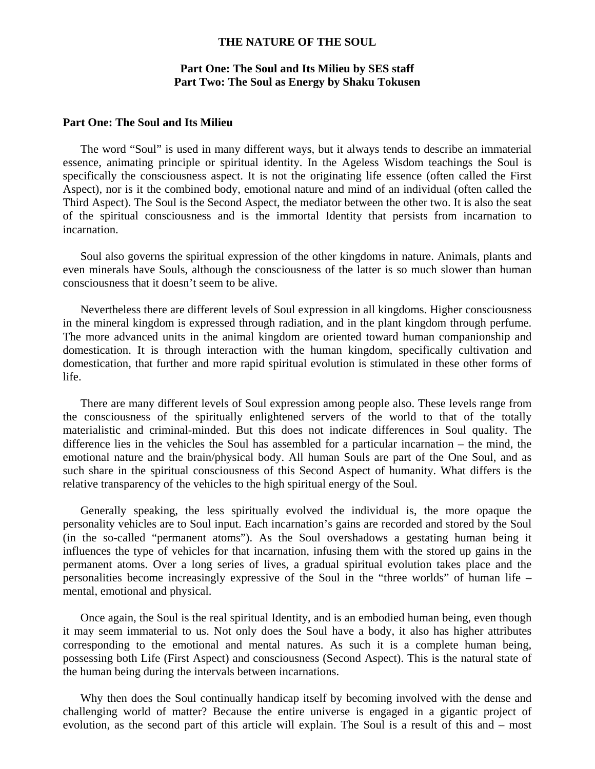# THE NATURE OF THE SOUL

**Part One: The Soul and Its Milieu by SES staff**
**Part Two: The Soul as Energy by Shaku Tokusen**

## Part One: The Soul and Its Milieu

The word “Soul” is used in many different ways, but it always tends to describe an immaterial essence, animating principle or spiritual identity. In the Ageless Wisdom teachings the Soul is specifically the consciousness aspect. It is not the originating life essence (often called the First Aspect), nor is it the combined body, emotional nature and mind of an individual (often called the Third Aspect). The Soul is the Second Aspect, the mediator between the other two. It is also the seat of the spiritual consciousness and is the immortal Identity that persists from incarnation to incarnation.

Soul also governs the spiritual expression of the other kingdoms in nature. Animals, plants and even minerals have Souls, although the consciousness of the latter is so much slower than human consciousness that it doesn’t seem to be alive.

Nevertheless there are different levels of Soul expression in all kingdoms. Higher consciousness in the mineral kingdom is expressed through radiation, and in the plant kingdom through perfume. The more advanced units in the animal kingdom are oriented toward human companionship and domestication. It is through interaction with the human kingdom, specifically cultivation and domestication, that further and more rapid spiritual evolution is stimulated in these other forms of life.

There are many different levels of Soul expression among people also. These levels range from the consciousness of the spiritually enlightened servers of the world to that of the totally materialistic and criminal-minded. But this does not indicate differences in Soul quality. The difference lies in the vehicles the Soul has assembled for a particular incarnation – the mind, the emotional nature and the brain/physical body. All human Souls are part of the One Soul, and as such share in the spiritual consciousness of this Second Aspect of humanity. What differs is the relative transparency of the vehicles to the high spiritual energy of the Soul.

Generally speaking, the less spiritually evolved the individual is, the more opaque the personality vehicles are to Soul input. Each incarnation’s gains are recorded and stored by the Soul (in the so-called “permanent atoms”). As the Soul overshadows a gestating human being it influences the type of vehicles for that incarnation, infusing them with the stored up gains in the permanent atoms. Over a long series of lives, a gradual spiritual evolution takes place and the personalities become increasingly expressive of the Soul in the “three worlds” of human life – mental, emotional and physical.

Once again, the Soul is the real spiritual Identity, and is an embodied human being, even though it may seem immaterial to us. Not only does the Soul have a body, it also has higher attributes corresponding to the emotional and mental natures. As such it is a complete human being, possessing both Life (First Aspect) and consciousness (Second Aspect). This is the natural state of the human being during the intervals between incarnations.

Why then does the Soul continually handicap itself by becoming involved with the dense and challenging world of matter? Because the entire universe is engaged in a gigantic project of evolution, as the second part of this article will explain. The Soul is a result of this and – most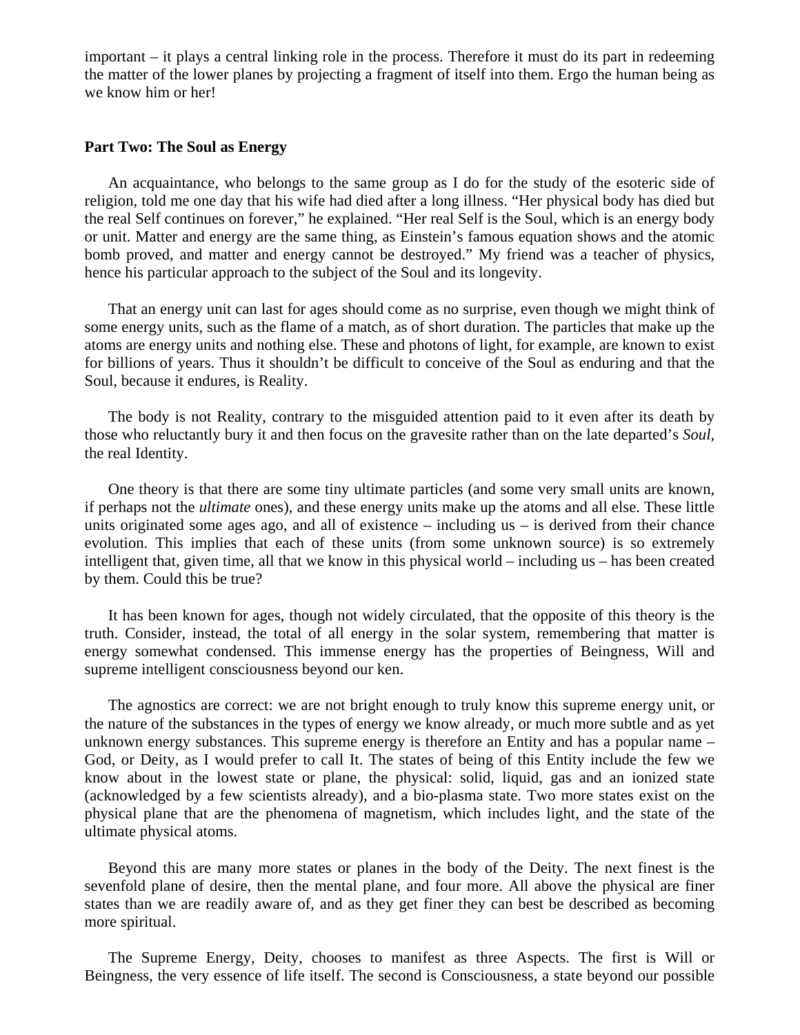important – it plays a central linking role in the process. Therefore it must do its part in redeeming the matter of the lower planes by projecting a fragment of itself into them. Ergo the human being as we know him or her!

**Part Two: The Soul as Energy**

An acquaintance, who belongs to the same group as I do for the study of the esoteric side of religion, told me one day that his wife had died after a long illness. "Her physical body has died but the real Self continues on forever," he explained. "Her real Self is the Soul, which is an energy body or unit. Matter and energy are the same thing, as Einstein's famous equation shows and the atomic bomb proved, and matter and energy cannot be destroyed." My friend was a teacher of physics, hence his particular approach to the subject of the Soul and its longevity.

That an energy unit can last for ages should come as no surprise, even though we might think of some energy units, such as the flame of a match, as of short duration. The particles that make up the atoms are energy units and nothing else. These and photons of light, for example, are known to exist for billions of years. Thus it shouldn't be difficult to conceive of the Soul as enduring and that the Soul, because it endures, is Reality.

The body is not Reality, contrary to the misguided attention paid to it even after its death by those who reluctantly bury it and then focus on the gravesite rather than on the late departed's *Soul*, the real Identity.

One theory is that there are some tiny ultimate particles (and some very small units are known, if perhaps not the *ultimate* ones), and these energy units make up the atoms and all else. These little units originated some ages ago, and all of existence – including us – is derived from their chance evolution. This implies that each of these units (from some unknown source) is so extremely intelligent that, given time, all that we know in this physical world – including us – has been created by them. Could this be true?

It has been known for ages, though not widely circulated, that the opposite of this theory is the truth. Consider, instead, the total of all energy in the solar system, remembering that matter is energy somewhat condensed. This immense energy has the properties of Beingness, Will and supreme intelligent consciousness beyond our ken.

The agnostics are correct: we are not bright enough to truly know this supreme energy unit, or the nature of the substances in the types of energy we know already, or much more subtle and as yet unknown energy substances. This supreme energy is therefore an Entity and has a popular name – God, or Deity, as I would prefer to call It. The states of being of this Entity include the few we know about in the lowest state or plane, the physical: solid, liquid, gas and an ionized state (acknowledged by a few scientists already), and a bio-plasma state. Two more states exist on the physical plane that are the phenomena of magnetism, which includes light, and the state of the ultimate physical atoms.

Beyond this are many more states or planes in the body of the Deity. The next finest is the sevenfold plane of desire, then the mental plane, and four more. All above the physical are finer states than we are readily aware of, and as they get finer they can best be described as becoming more spiritual.

The Supreme Energy, Deity, chooses to manifest as three Aspects. The first is Will or Beingness, the very essence of life itself. The second is Consciousness, a state beyond our possible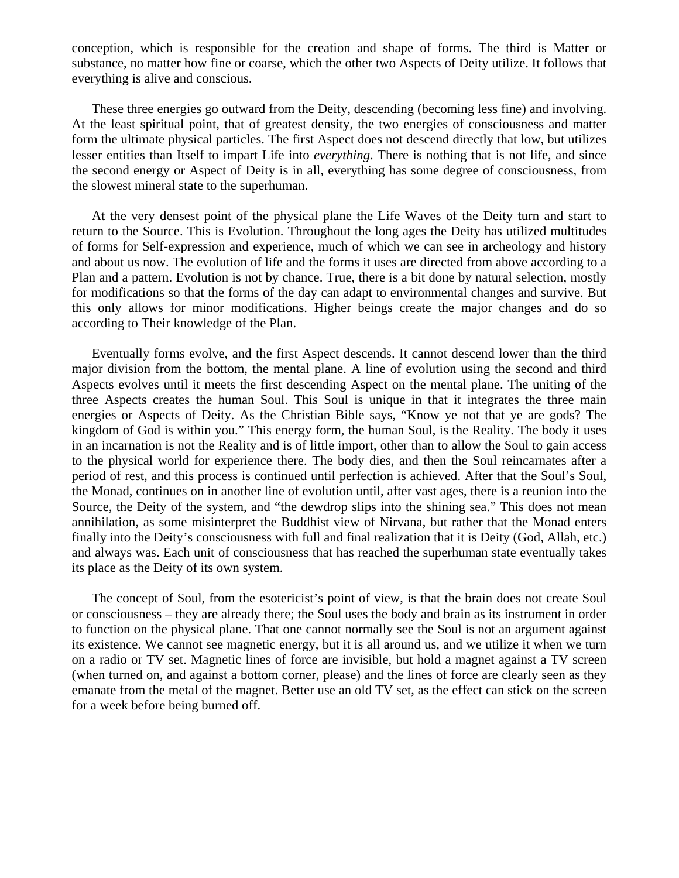conception, which is responsible for the creation and shape of forms. The third is Matter or substance, no matter how fine or coarse, which the other two Aspects of Deity utilize. It follows that everything is alive and conscious.

These three energies go outward from the Deity, descending (becoming less fine) and involving. At the least spiritual point, that of greatest density, the two energies of consciousness and matter form the ultimate physical particles. The first Aspect does not descend directly that low, but utilizes lesser entities than Itself to impart Life into *everything*. There is nothing that is not life, and since the second energy or Aspect of Deity is in all, everything has some degree of consciousness, from the slowest mineral state to the superhuman.

At the very densest point of the physical plane the Life Waves of the Deity turn and start to return to the Source. This is Evolution. Throughout the long ages the Deity has utilized multitudes of forms for Self-expression and experience, much of which we can see in archeology and history and about us now. The evolution of life and the forms it uses are directed from above according to a Plan and a pattern. Evolution is not by chance. True, there is a bit done by natural selection, mostly for modifications so that the forms of the day can adapt to environmental changes and survive. But this only allows for minor modifications. Higher beings create the major changes and do so according to Their knowledge of the Plan.

Eventually forms evolve, and the first Aspect descends. It cannot descend lower than the third major division from the bottom, the mental plane. A line of evolution using the second and third Aspects evolves until it meets the first descending Aspect on the mental plane. The uniting of the three Aspects creates the human Soul. This Soul is unique in that it integrates the three main energies or Aspects of Deity. As the Christian Bible says, "Know ye not that ye are gods? The kingdom of God is within you." This energy form, the human Soul, is the Reality. The body it uses in an incarnation is not the Reality and is of little import, other than to allow the Soul to gain access to the physical world for experience there. The body dies, and then the Soul reincarnates after a period of rest, and this process is continued until perfection is achieved. After that the Soul's Soul, the Monad, continues on in another line of evolution until, after vast ages, there is a reunion into the Source, the Deity of the system, and "the dewdrop slips into the shining sea." This does not mean annihilation, as some misinterpret the Buddhist view of Nirvana, but rather that the Monad enters finally into the Deity's consciousness with full and final realization that it is Deity (God, Allah, etc.) and always was. Each unit of consciousness that has reached the superhuman state eventually takes its place as the Deity of its own system.

The concept of Soul, from the esotericist's point of view, is that the brain does not create Soul or consciousness – they are already there; the Soul uses the body and brain as its instrument in order to function on the physical plane. That one cannot normally see the Soul is not an argument against its existence. We cannot see magnetic energy, but it is all around us, and we utilize it when we turn on a radio or TV set. Magnetic lines of force are invisible, but hold a magnet against a TV screen (when turned on, and against a bottom corner, please) and the lines of force are clearly seen as they emanate from the metal of the magnet. Better use an old TV set, as the effect can stick on the screen for a week before being burned off.